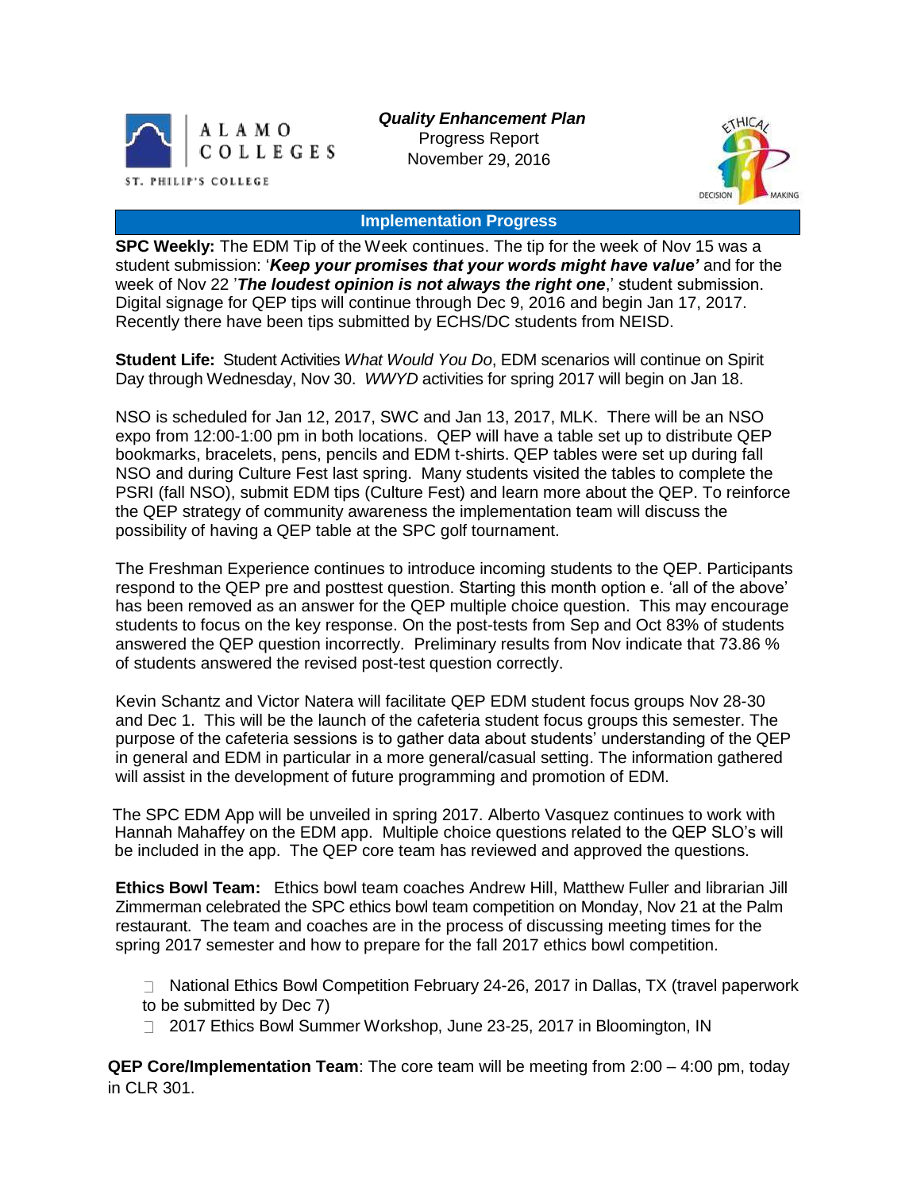ALAMO COLLEGES

ST. PHILIP'S COLLEGE

***Quality Enhancement Plan***

Progress Report

November 29, 2016

## Implementation Progress

**SPC Weekly:** The EDM Tip of the Week continues. The tip for the week of Nov 15 was a student submission: '***Keep your promises that your words might have value'*** and for the week of Nov 22 '***The loudest opinion is not always the right one***,' student submission. Digital signage for QEP tips will continue through Dec 9, 2016 and begin Jan 17, 2017. Recently there have been tips submitted by ECHS/DC students from NEISD.

**Student Life:** Student Activities *What Would You Do*, EDM scenarios will continue on Spirit Day through Wednesday, Nov 30. *WWYD* activities for spring 2017 will begin on Jan 18.

NSO is scheduled for Jan 12, 2017, SWC and Jan 13, 2017, MLK. There will be an NSO expo from 12:00-1:00 pm in both locations. QEP will have a table set up to distribute QEP bookmarks, bracelets, pens, pencils and EDM t-shirts. QEP tables were set up during fall NSO and during Culture Fest last spring. Many students visited the tables to complete the PSRI (fall NSO), submit EDM tips (Culture Fest) and learn more about the QEP. To reinforce the QEP strategy of community awareness the implementation team will discuss the possibility of having a QEP table at the SPC golf tournament.

The Freshman Experience continues to introduce incoming students to the QEP. Participants respond to the QEP pre and posttest question. Starting this month option e. 'all of the above' has been removed as an answer for the QEP multiple choice question. This may encourage students to focus on the key response. On the post-tests from Sep and Oct 83% of students answered the QEP question incorrectly. Preliminary results from Nov indicate that 73.86 % of students answered the revised post-test question correctly.

Kevin Schantz and Victor Natera will facilitate QEP EDM student focus groups Nov 28-30 and Dec 1. This will be the launch of the cafeteria student focus groups this semester. The purpose of the cafeteria sessions is to gather data about students' understanding of the QEP in general and EDM in particular in a more general/casual setting. The information gathered will assist in the development of future programming and promotion of EDM.

The SPC EDM App will be unveiled in spring 2017. Alberto Vasquez continues to work with Hannah Mahaffey on the EDM app. Multiple choice questions related to the QEP SLO's will be included in the app. The QEP core team has reviewed and approved the questions.

**Ethics Bowl Team:** Ethics bowl team coaches Andrew Hill, Matthew Fuller and librarian Jill Zimmerman celebrated the SPC ethics bowl team competition on Monday, Nov 21 at the Palm restaurant. The team and coaches are in the process of discussing meeting times for the spring 2017 semester and how to prepare for the fall 2017 ethics bowl competition.

- National Ethics Bowl Competition February 24-26, 2017 in Dallas, TX (travel paperwork to be submitted by Dec 7)
- 2017 Ethics Bowl Summer Workshop, June 23-25, 2017 in Bloomington, IN

**QEP Core/Implementation Team**: The core team will be meeting from 2:00 – 4:00 pm, today in CLR 301.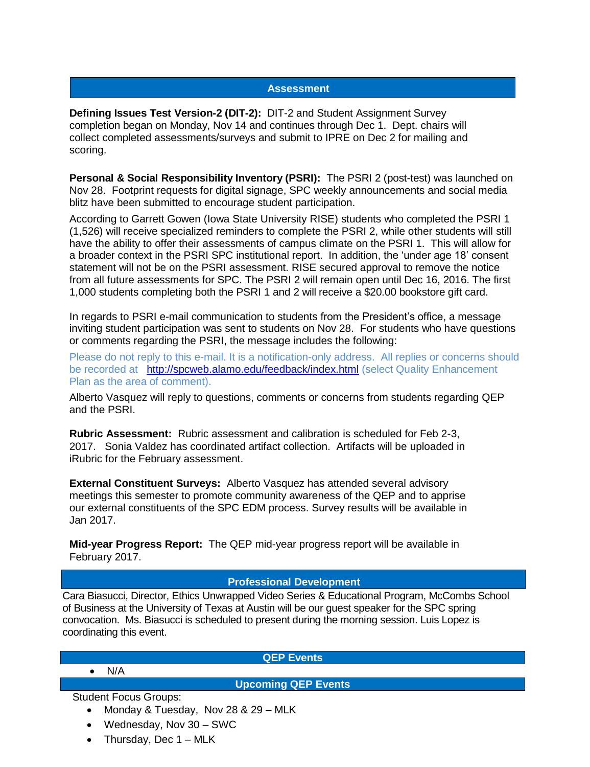## Assessment

**Defining Issues Test Version-2 (DIT-2):** DIT-2 and Student Assignment Survey completion began on Monday, Nov 14 and continues through Dec 1. Dept. chairs will collect completed assessments/surveys and submit to IPRE on Dec 2 for mailing and scoring.

**Personal & Social Responsibility Inventory (PSRI):** The PSRI 2 (post-test) was launched on Nov 28. Footprint requests for digital signage, SPC weekly announcements and social media blitz have been submitted to encourage student participation.

According to Garrett Gowen (Iowa State University RISE) students who completed the PSRI 1 (1,526) will receive specialized reminders to complete the PSRI 2, while other students will still have the ability to offer their assessments of campus climate on the PSRI 1. This will allow for a broader context in the PSRI SPC institutional report. In addition, the 'under age 18' consent statement will not be on the PSRI assessment. RISE secured approval to remove the notice from all future assessments for SPC. The PSRI 2 will remain open until Dec 16, 2016. The first 1,000 students completing both the PSRI 1 and 2 will receive a $20.00 bookstore gift card.

In regards to PSRI e-mail communication to students from the President's office, a message inviting student participation was sent to students on Nov 28. For students who have questions or comments regarding the PSRI, the message includes the following:

Please do not reply to this e-mail. It is a notification-only address. All replies or concerns should be recorded at http://spcweb.alamo.edu/feedback/index.html (select Quality Enhancement Plan as the area of comment).

Alberto Vasquez will reply to questions, comments or concerns from students regarding QEP and the PSRI.

**Rubric Assessment:** Rubric assessment and calibration is scheduled for Feb 2-3, 2017. Sonia Valdez has coordinated artifact collection. Artifacts will be uploaded in iRubric for the February assessment.

**External Constituent Surveys:** Alberto Vasquez has attended several advisory meetings this semester to promote community awareness of the QEP and to apprise our external constituents of the SPC EDM process. Survey results will be available in Jan 2017.

**Mid-year Progress Report:** The QEP mid-year progress report will be available in February 2017.

## Professional Development

Cara Biasucci, Director, Ethics Unwrapped Video Series & Educational Program, McCombs School of Business at the University of Texas at Austin will be our guest speaker for the SPC spring convocation. Ms. Biasucci is scheduled to present during the morning session. Luis Lopez is coordinating this event.

## QEP Events

- N/A

## Upcoming QEP Events

Student Focus Groups:

- Monday & Tuesday, Nov 28 & 29 – MLK
- Wednesday, Nov 30 – SWC
- Thursday, Dec 1 – MLK